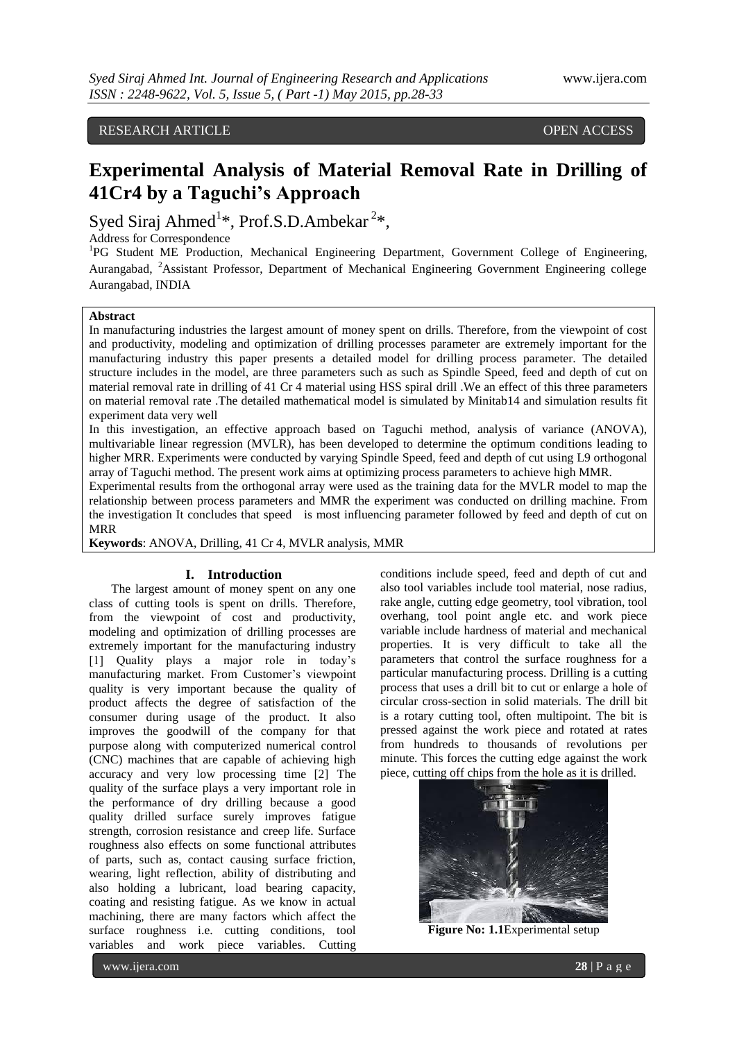RESEARCH ARTICLE OPEN ACCESS

# Experimental Analysis of Material Removal Rate in Drilling of 41Cr4 by a Taguchi's Approach

Syed Siraj Ahmed[1]*, Prof.S.D.Ambekar[2]*,

Address for Correspondence

[1]PG Student ME Production, Mechanical Engineering Department, Government College of Engineering, Aurangabad, [2]Assistant Professor, Department of Mechanical Engineering Government Engineering college Aurangabad, INDIA

## Abstract

In manufacturing industries the largest amount of money spent on drills. Therefore, from the viewpoint of cost and productivity, modeling and optimization of drilling processes parameter are extremely important for the manufacturing industry this paper presents a detailed model for drilling process parameter. The detailed structure includes in the model, are three parameters such as such as Spindle Speed, feed and depth of cut on material removal rate in drilling of 41 Cr 4 material using HSS spiral drill .We an effect of this three parameters on material removal rate .The detailed mathematical model is simulated by Minitab14 and simulation results fit experiment data very well

In this investigation, an effective approach based on Taguchi method, analysis of variance (ANOVA), multivariable linear regression (MVLR), has been developed to determine the optimum conditions leading to higher MRR. Experiments were conducted by varying Spindle Speed, feed and depth of cut using L9 orthogonal array of Taguchi method. The present work aims at optimizing process parameters to achieve high MMR.

Experimental results from the orthogonal array were used as the training data for the MVLR model to map the relationship between process parameters and MMR the experiment was conducted on drilling machine. From the investigation It concludes that speed is most influencing parameter followed by feed and depth of cut on MRR

**Keywords**: ANOVA, Drilling, 41 Cr 4, MVLR analysis, MMR

## I. Introduction

The largest amount of money spent on any one class of cutting tools is spent on drills. Therefore, from the viewpoint of cost and productivity, modeling and optimization of drilling processes are extremely important for the manufacturing industry [1] Quality plays a major role in today's manufacturing market. From Customer's viewpoint quality is very important because the quality of product affects the degree of satisfaction of the consumer during usage of the product. It also improves the goodwill of the company for that purpose along with computerized numerical control (CNC) machines that are capable of achieving high accuracy and very low processing time [2] The quality of the surface plays a very important role in the performance of dry drilling because a good quality drilled surface surely improves fatigue strength, corrosion resistance and creep life. Surface roughness also effects on some functional attributes of parts, such as, contact causing surface friction, wearing, light reflection, ability of distributing and also holding a lubricant, load bearing capacity, coating and resisting fatigue. As we know in actual machining, there are many factors which affect the surface roughness i.e. cutting conditions, tool variables and work piece variables. Cutting conditions include speed, feed and depth of cut and also tool variables include tool material, nose radius, rake angle, cutting edge geometry, tool vibration, tool overhang, tool point angle etc. and work piece variable include hardness of material and mechanical properties. It is very difficult to take all the parameters that control the surface roughness for a particular manufacturing process. Drilling is a cutting process that uses a drill bit to cut or enlarge a hole of circular cross-section in solid materials. The drill bit is a rotary cutting tool, often multipoint. The bit is pressed against the work piece and rotated at rates from hundreds to thousands of revolutions per minute. This forces the cutting edge against the work piece, cutting off chips from the hole as it is drilled.

**Figure No: 1.1**Experimental setup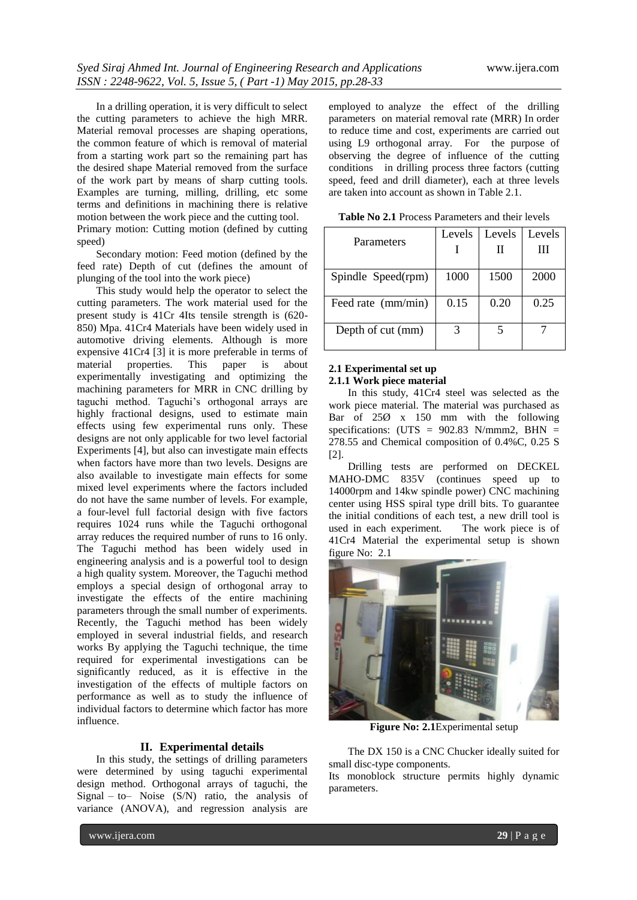In a drilling operation, it is very difficult to select the cutting parameters to achieve the high MRR. Material removal processes are shaping operations, the common feature of which is removal of material from a starting work part so the remaining part has the desired shape Material removed from the surface of the work part by means of sharp cutting tools. Examples are turning, milling, drilling, etc some terms and definitions in machining there is relative motion between the work piece and the cutting tool.
Primary motion: Cutting motion (defined by cutting speed)

Secondary motion: Feed motion (defined by the feed rate) Depth of cut (defines the amount of plunging of the tool into the work piece)

This study would help the operator to select the cutting parameters. The work material used for the present study is 41Cr 4Its tensile strength is (620-850) Mpa. 41Cr4 Materials have been widely used in automotive driving elements. Although is more expensive 41Cr4 [3] it is more preferable in terms of material properties. This paper is about experimentally investigating and optimizing the machining parameters for MRR in CNC drilling by taguchi method. Taguchi's orthogonal arrays are highly fractional designs, used to estimate main effects using few experimental runs only. These designs are not only applicable for two level factorial Experiments [4], but also can investigate main effects when factors have more than two levels. Designs are also available to investigate main effects for some mixed level experiments where the factors included do not have the same number of levels. For example, a four-level full factorial design with five factors requires 1024 runs while the Taguchi orthogonal array reduces the required number of runs to 16 only. The Taguchi method has been widely used in engineering analysis and is a powerful tool to design a high quality system. Moreover, the Taguchi method employs a special design of orthogonal array to investigate the effects of the entire machining parameters through the small number of experiments. Recently, the Taguchi method has been widely employed in several industrial fields, and research works By applying the Taguchi technique, the time required for experimental investigations can be significantly reduced, as it is effective in the investigation of the effects of multiple factors on performance as well as to study the influence of individual factors to determine which factor has more influence.

## II. Experimental details

In this study, the settings of drilling parameters were determined by using taguchi experimental design method. Orthogonal arrays of taguchi, the Signal – to– Noise (S/N) ratio, the analysis of variance (ANOVA), and regression analysis are employed to analyze the effect of the drilling parameters on material removal rate (MRR) In order to reduce time and cost, experiments are carried out using L9 orthogonal array. For the purpose of observing the degree of influence of the cutting conditions in drilling process three factors (cutting speed, feed and drill diameter), each at three levels are taken into account as shown in Table 2.1.

**Table No 2.1** Process Parameters and their levels

| Parameters | Levels I | Levels II | Levels III |
|---|---|---|---|
| Spindle Speed(rpm) | 1000 | 1500 | 2000 |
| Feed rate (mm/min) | 0.15 | 0.20 | 0.25 |
| Depth of cut (mm) | 3 | 5 | 7 |

### 2.1 Experimental set up

#### 2.1.1 Work piece material

In this study, 41Cr4 steel was selected as the work piece material. The material was purchased as Bar of 25Ø x 150 mm with the following specifications: (UTS = 902.83 N/mmm2, BHN = 278.55 and Chemical composition of 0.4%C, 0.25 S [2].

Drilling tests are performed on DECKEL MAHO-DMC 835V (continues speed up to 14000rpm and 14kw spindle power) CNC machining center using HSS spiral type drill bits. To guarantee the initial conditions of each test, a new drill tool is used in each experiment. The work piece is of 41Cr4 Material the experimental setup is shown figure No: 2.1

**Figure No: 2.1**Experimental setup

The DX 150 is a CNC Chucker ideally suited for small disc-type components.
Its monoblock structure permits highly dynamic parameters.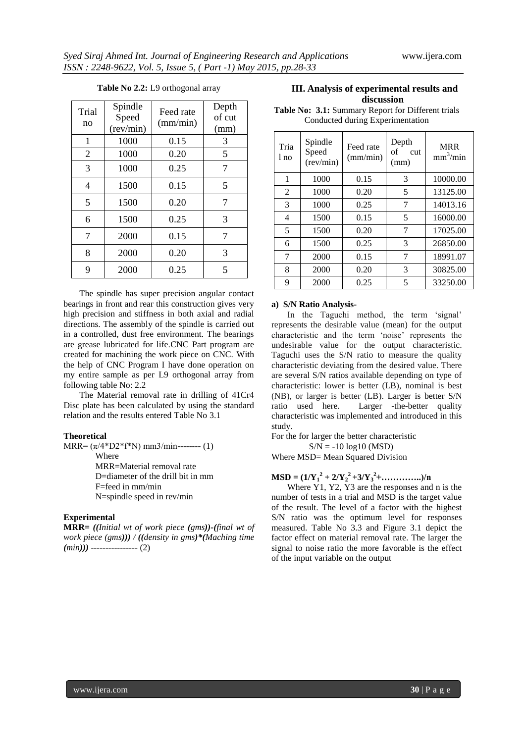**Table No 2.2:** L9 orthogonal array

| Trial no | Spindle Speed (rev/min) | Feed rate (mm/min) | Depth of cut (mm) |
|---|---|---|---|
| 1 | 1000 | 0.15 | 3 |
| 2 | 1000 | 0.20 | 5 |
| 3 | 1000 | 0.25 | 7 |
| 4 | 1500 | 0.15 | 5 |
| 5 | 1500 | 0.20 | 7 |
| 6 | 1500 | 0.25 | 3 |
| 7 | 2000 | 0.15 | 7 |
| 8 | 2000 | 0.20 | 3 |
| 9 | 2000 | 0.25 | 5 |

The spindle has super precision angular contact bearings in front and rear this construction gives very high precision and stiffness in both axial and radial directions. The assembly of the spindle is carried out in a controlled, dust free environment. The bearings are grease lubricated for life.CNC Part program are created for machining the work piece on CNC. With the help of CNC Program I have done operation on my entire sample as per L9 orthogonal array from following table No: 2.2

The Material removal rate in drilling of 41Cr4 Disc plate has been calculated by using the standard relation and the results entered Table No 3.1

**Theoretical**

MRR= ($\pi$/4*D2*f*N) mm3/min-------- (1)

Where
MRR=Material removal rate
D=diameter of the drill bit in mm
F=feed in mm/min
N=spindle speed in rev/min

**Experimental**

**MRR=** ***((****Initial wt of work piece* ***(****gms****))-(****final wt of work piece (gms****))) / ((****density in gms****)*(****Maching time* ***(****min****)))*** ---------------- (2)

## III. Analysis of experimental results and discussion

**Table No: 3.1:** Summary Report for Different trials Conducted during Experimentation

| Trial no | Spindle Speed (rev/min) | Feed rate (mm/min) | Depth of cut (mm) | MRR $mm^3$/min |
|---|---|---|---|---|
| 1 | 1000 | 0.15 | 3 | 10000.00 |
| 2 | 1000 | 0.20 | 5 | 13125.00 |
| 3 | 1000 | 0.25 | 7 | 14013.16 |
| 4 | 1500 | 0.15 | 5 | 16000.00 |
| 5 | 1500 | 0.20 | 7 | 17025.00 |
| 6 | 1500 | 0.25 | 3 | 26850.00 |
| 7 | 2000 | 0.15 | 7 | 18991.07 |
| 8 | 2000 | 0.20 | 3 | 30825.00 |
| 9 | 2000 | 0.25 | 5 | 33250.00 |

**a) S/N Ratio Analysis-**

In the Taguchi method, the term 'signal' represents the desirable value (mean) for the output characteristic and the term 'noise' represents the undesirable value for the output characteristic. Taguchi uses the S/N ratio to measure the quality characteristic deviating from the desired value. There are several S/N ratios available depending on type of characteristic: lower is better (LB), nominal is best (NB), or larger is better (LB). Larger is better S/N ratio used here. Larger -the-better quality characteristic was implemented and introduced in this study.

For the for larger the better characteristic

$$S/N = -10 \log10 (MSD)$$

Where MSD= Mean Squared Division

$$\mathbf{MSD = (1/Y_1^2 + 2/Y_2^2 + 3/Y_3^2 + \ldots\ldots\ldots\ldots..)/n}$$

Where Y1, Y2, Y3 are the responses and n is the number of tests in a trial and MSD is the target value of the result. The level of a factor with the highest S/N ratio was the optimum level for responses measured. Table No 3.3 and Figure 3.1 depict the factor effect on material removal rate. The larger the signal to noise ratio the more favorable is the effect of the input variable on the output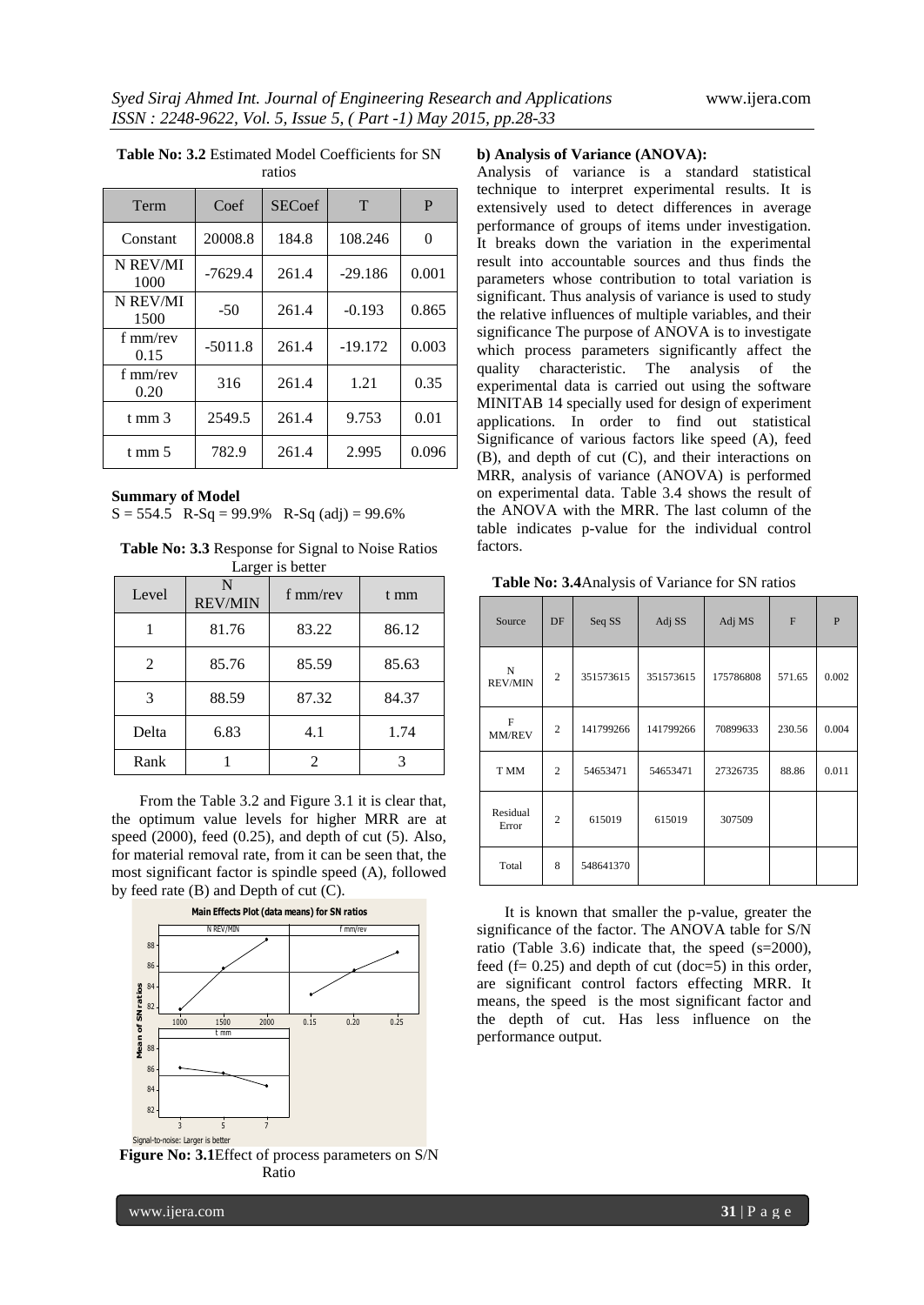**Table No: 3.2** Estimated Model Coefficients for SN ratios

| Term | Coef | SECoef | T | P |
|---|---|---|---|---|
| Constant | 20008.8 | 184.8 | 108.246 | 0 |
| N REV/MI 1000 | -7629.4 | 261.4 | -29.186 | 0.001 |
| N REV/MI 1500 | -50 | 261.4 | -0.193 | 0.865 |
| f mm/rev 0.15 | -5011.8 | 261.4 | -19.172 | 0.003 |
| f mm/rev 0.20 | 316 | 261.4 | 1.21 | 0.35 |
| t mm 3 | 2549.5 | 261.4 | 9.753 | 0.01 |
| t mm 5 | 782.9 | 261.4 | 2.995 | 0.096 |

**Summary of Model**

S = 554.5 R-Sq = 99.9% R-Sq (adj) = 99.6%

**Table No: 3.3** Response for Signal to Noise Ratios Larger is better

| Level | N REV/MIN | f mm/rev | t mm |
|---|---|---|---|
| 1 | 81.76 | 83.22 | 86.12 |
| 2 | 85.76 | 85.59 | 85.63 |
| 3 | 88.59 | 87.32 | 84.37 |
| Delta | 6.83 | 4.1 | 1.74 |
| Rank | 1 | 2 | 3 |

From the Table 3.2 and Figure 3.1 it is clear that, the optimum value levels for higher MRR are at speed (2000), feed (0.25), and depth of cut (5). Also, for material removal rate, from it can be seen that, the most significant factor is spindle speed (A), followed by feed rate (B) and Depth of cut (C).

**Figure No: 3.1**Effect of process parameters on S/N Ratio

**b) Analysis of Variance (ANOVA):**

Analysis of variance is a standard statistical technique to interpret experimental results. It is extensively used to detect differences in average performance of groups of items under investigation. It breaks down the variation in the experimental result into accountable sources and thus finds the parameters whose contribution to total variation is significant. Thus analysis of variance is used to study the relative influences of multiple variables, and their significance The purpose of ANOVA is to investigate which process parameters significantly affect the quality characteristic. The analysis of the experimental data is carried out using the software MINITAB 14 specially used for design of experiment applications. In order to find out statistical Significance of various factors like speed (A), feed (B), and depth of cut (C), and their interactions on MRR, analysis of variance (ANOVA) is performed on experimental data. Table 3.4 shows the result of the ANOVA with the MRR. The last column of the table indicates p-value for the individual control factors.

**Table No: 3.4**Analysis of Variance for SN ratios

| Source | DF | Seq SS | Adj SS | Adj MS | F | P |
|---|---|---|---|---|---|---|
| N REV/MIN | 2 | 351573615 | 351573615 | 175786808 | 571.65 | 0.002 |
| F MM/REV | 2 | 141799266 | 141799266 | 70899633 | 230.56 | 0.004 |
| T MM | 2 | 54653471 | 54653471 | 27326735 | 88.86 | 0.011 |
| Residual Error | 2 | 615019 | 615019 | 307509 | | |
| Total | 8 | 548641370 | | | | |

It is known that smaller the p-value, greater the significance of the factor. The ANOVA table for S/N ratio (Table 3.6) indicate that, the speed (s=2000), feed (f= 0.25) and depth of cut (doc=5) in this order, are significant control factors effecting MRR. It means, the speed is the most significant factor and the depth of cut. Has less influence on the performance output.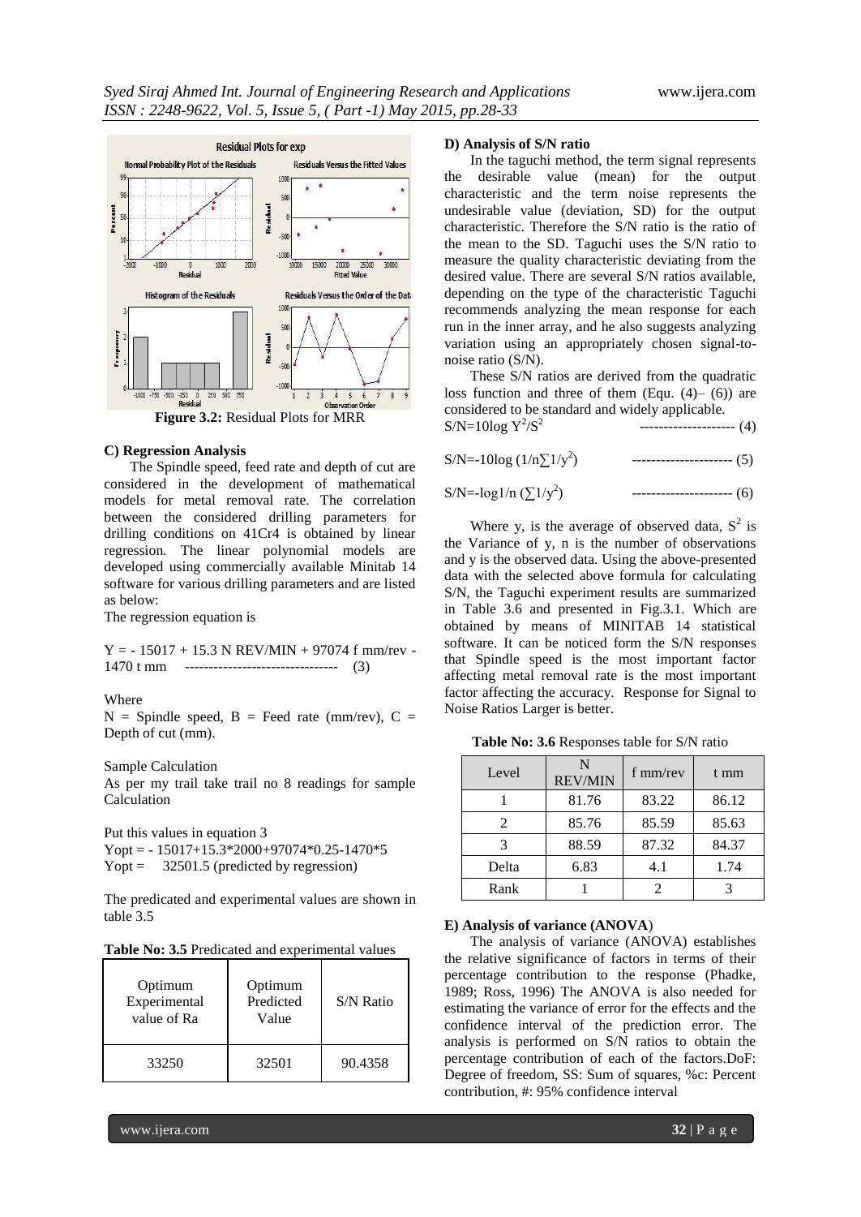Figure 3.2: Residual Plots for MRR

### C) Regression Analysis

The Spindle speed, feed rate and depth of cut are considered in the development of mathematical models for metal removal rate. The correlation between the considered drilling parameters for drilling conditions on 41Cr4 is obtained by linear regression. The linear polynomial models are developed using commercially available Minitab 14 software for various drilling parameters and are listed as below:

The regression equation is

Y = - 15017 + 15.3 N REV/MIN + 97074 f mm/rev - 1470 t mm -------------------------------- (3)

Where

N = Spindle speed, B = Feed rate (mm/rev), C = Depth of cut (mm).

Sample Calculation

As per my trail take trail no 8 readings for sample Calculation

Put this values in equation 3

Yopt = - 15017+15.3*2000+97074*0.25-1470*5

Yopt = 32501.5 (predicted by regression)

The predicated and experimental values are shown in table 3.5

**Table No: 3.5** Predicated and experimental values

| Optimum Experimental value of Ra | Optimum Predicted Value | S/N Ratio |
|---|---|---|
| 33250 | 32501 | 90.4358 |

### D) Analysis of S/N ratio

In the taguchi method, the term signal represents the desirable value (mean) for the output characteristic and the term noise represents the undesirable value (deviation, SD) for the output characteristic. Therefore the S/N ratio is the ratio of the mean to the SD. Taguchi uses the S/N ratio to measure the quality characteristic deviating from the desired value. There are several S/N ratios available, depending on the type of the characteristic Taguchi recommends analyzing the mean response for each run in the inner array, and he also suggests analyzing variation using an appropriately chosen signal-to-noise ratio (S/N).

These S/N ratios are derived from the quadratic loss function and three of them (Equ. (4)– (6)) are considered to be standard and widely applicable.

$S/N=10\log Y^2/S^2$ -------------------- (4)

$S/N=-10\log (1/n\sum 1/y^2)$ --------------------- (5)

$S/N=-\log 1/n (\sum 1/y^2)$ --------------------- (6)

Where y, is the average of observed data, $S^2$ is the Variance of y, n is the number of observations and y is the observed data. Using the above-presented data with the selected above formula for calculating S/N, the Taguchi experiment results are summarized in Table 3.6 and presented in Fig.3.1. Which are obtained by means of MINITAB 14 statistical software. It can be noticed form the S/N responses that Spindle speed is the most important factor affecting metal removal rate is the most important factor affecting the accuracy. Response for Signal to Noise Ratios Larger is better.

**Table No: 3.6** Responses table for S/N ratio

| Level | N REV/MIN | f mm/rev | t mm |
|---|---|---|---|
| 1 | 81.76 | 83.22 | 86.12 |
| 2 | 85.76 | 85.59 | 85.63 |
| 3 | 88.59 | 87.32 | 84.37 |
| Delta | 6.83 | 4.1 | 1.74 |
| Rank | 1 | 2 | 3 |

### E) Analysis of variance (ANOVA)

The analysis of variance (ANOVA) establishes the relative significance of factors in terms of their percentage contribution to the response (Phadke, 1989; Ross, 1996) The ANOVA is also needed for estimating the variance of error for the effects and the confidence interval of the prediction error. The analysis is performed on S/N ratios to obtain the percentage contribution of each of the factors.DoF: Degree of freedom, SS: Sum of squares, %c: Percent contribution, #: 95% confidence interval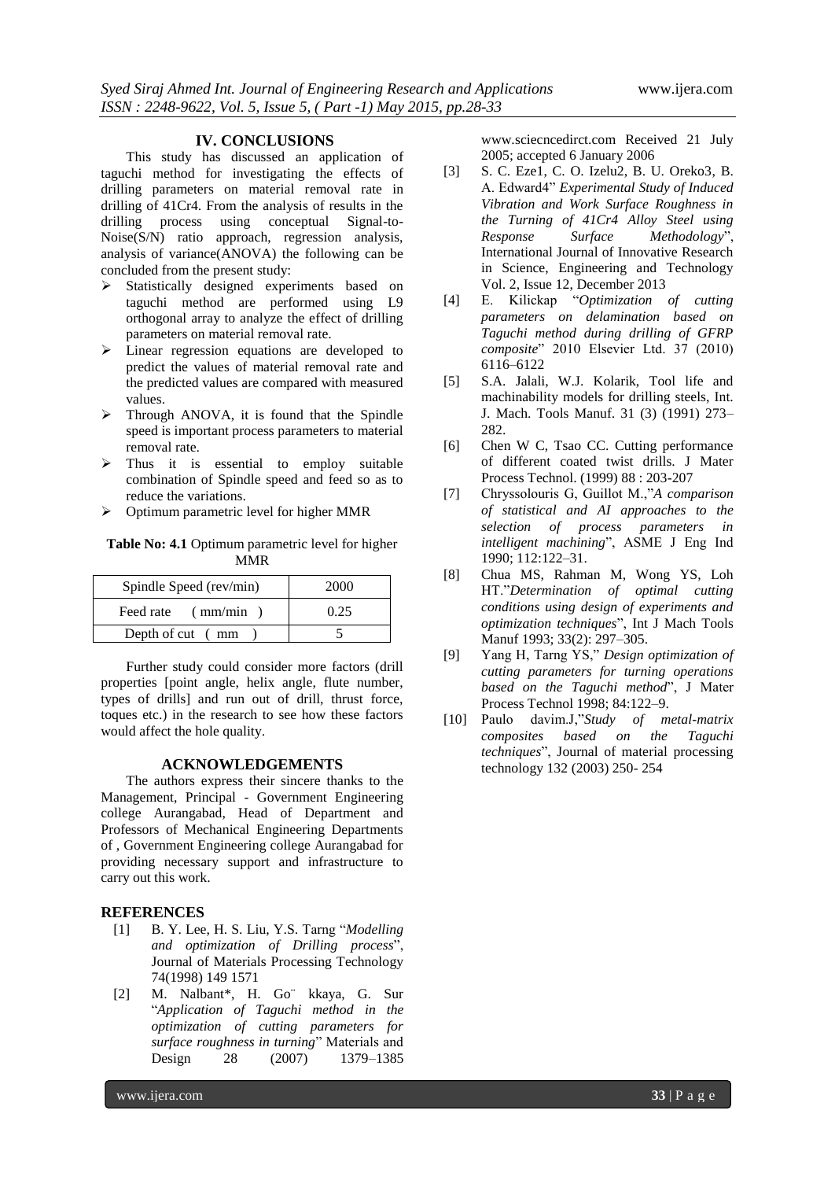## IV. CONCLUSIONS

This study has discussed an application of taguchi method for investigating the effects of drilling parameters on material removal rate in drilling of 41Cr4. From the analysis of results in the drilling process using conceptual Signal-to-Noise(S/N) ratio approach, regression analysis, analysis of variance(ANOVA) the following can be concluded from the present study:

- Statistically designed experiments based on taguchi method are performed using L9 orthogonal array to analyze the effect of drilling parameters on material removal rate.
- Linear regression equations are developed to predict the values of material removal rate and the predicted values are compared with measured values.
- Through ANOVA, it is found that the Spindle speed is important process parameters to material removal rate.
- Thus it is essential to employ suitable combination of Spindle speed and feed so as to reduce the variations.
- Optimum parametric level for higher MMR

**Table No: 4.1** Optimum parametric level for higher MMR

| | |
|---|---|
| Spindle Speed (rev/min) | 2000 |
| Feed rate ( mm/min ) | 0.25 |
| Depth of cut ( mm ) | 5 |

Further study could consider more factors (drill properties [point angle, helix angle, flute number, types of drills] and run out of drill, thrust force, toques etc.) in the research to see how these factors would affect the hole quality.

## ACKNOWLEDGEMENTS

The authors express their sincere thanks to the Management, Principal - Government Engineering college Aurangabad, Head of Department and Professors of Mechanical Engineering Departments of , Government Engineering college Aurangabad for providing necessary support and infrastructure to carry out this work.

## REFERENCES

[1] B. Y. Lee, H. S. Liu, Y.S. Tarng "*Modelling and optimization of Drilling process*", Journal of Materials Processing Technology 74(1998) 149 1571

[2] M. Nalbant*, H. Go¨ kkaya, G. Sur "*Application of Taguchi method in the optimization of cutting parameters for surface roughness in turning*" Materials and Design 28 (2007) 1379–1385 www.sciecncedirct.com Received 21 July 2005; accepted 6 January 2006

[3] S. C. Eze1, C. O. Izelu2, B. U. Oreko3, B. A. Edward4" *Experimental Study of Induced Vibration and Work Surface Roughness in the Turning of 41Cr4 Alloy Steel using Response Surface Methodology*", International Journal of Innovative Research in Science, Engineering and Technology Vol. 2, Issue 12, December 2013

[4] E. Kilickap "*Optimization of cutting parameters on delamination based on Taguchi method during drilling of GFRP composite*" 2010 Elsevier Ltd. 37 (2010) 6116–6122

[5] S.A. Jalali, W.J. Kolarik, Tool life and machinability models for drilling steels, Int. J. Mach. Tools Manuf. 31 (3) (1991) 273–282.

[6] Chen W C, Tsao CC. Cutting performance of different coated twist drills. J Mater Process Technol. (1999) 88 : 203-207

[7] Chryssolouris G, Guillot M.,"*A comparison of statistical and AI approaches to the selection of process parameters in intelligent machining*", ASME J Eng Ind 1990; 112:122–31.

[8] Chua MS, Rahman M, Wong YS, Loh HT."*Determination of optimal cutting conditions using design of experiments and optimization techniques*", Int J Mach Tools Manuf 1993; 33(2): 297–305.

[9] Yang H, Tarng YS," *Design optimization of cutting parameters for turning operations based on the Taguchi method*", J Mater Process Technol 1998; 84:122–9.

[10] Paulo davim.J,"*Study of metal-matrix composites based on the Taguchi techniques*", Journal of material processing technology 132 (2003) 250- 254